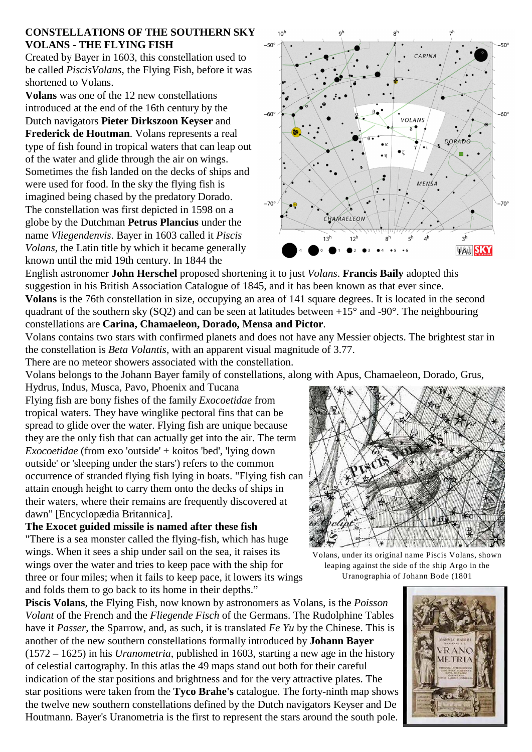**CONSTELLATIONS OF THE SOUTHERN SKY**
**VOLANS - THE FLYING FISH**

Created by Bayer in 1603, this constellation used to be called *PiscisVolans*, the Flying Fish, before it was shortened to Volans.

**Volans** was one of the 12 new constellations introduced at the end of the 16th century by the Dutch navigators **Pieter Dirkszoon Keyser** and **Frederick de Houtman**. Volans represents a real type of fish found in tropical waters that can leap out of the water and glide through the air on wings. Sometimes the fish landed on the decks of ships and were used for food. In the sky the flying fish is imagined being chased by the predatory Dorado. The constellation was first depicted in 1598 on a globe by the Dutchman **Petrus Plancius** under the name *Vliegendenvis*. Bayer in 1603 called it *Piscis Volans*, the Latin title by which it became generally known until the mid 19th century. In 1844 the English astronomer **John Herschel** proposed shortening it to just *Volans*. **Francis Baily** adopted this suggestion in his British Association Catalogue of 1845, and it has been known as that ever since.

**Volans** is the 76th constellation in size, occupying an area of 141 square degrees. It is located in the second quadrant of the southern sky (SQ2) and can be seen at latitudes between +15° and -90°. The neighbouring constellations are **Carina, Chamaeleon, Dorado, Mensa and Pictor**.

Volans contains two stars with confirmed planets and does not have any Messier objects. The brightest star in the constellation is *Beta Volantis*, with an apparent visual magnitude of 3.77.

There are no meteor showers associated with the constellation.

Volans belongs to the Johann Bayer family of constellations, along with Apus, Chamaeleon, Dorado, Grus, Hydrus, Indus, Musca, Pavo, Phoenix and Tucana

Flying fish are bony fishes of the family *Exocoetidae* from tropical waters. They have winglike pectoral fins that can be spread to glide over the water. Flying fish are unique because they are the only fish that can actually get into the air. The term *Exocoetidae* (from exo 'outside' + koitos 'bed', 'lying down outside' or 'sleeping under the stars') refers to the common occurrence of stranded flying fish lying in boats. "Flying fish can attain enough height to carry them onto the decks of ships in their waters, where their remains are frequently discovered at dawn" [Encyclopædia Britannica].

**The Exocet guided missile is named after these fish**

"There is a sea monster called the flying-fish, which has huge wings. When it sees a ship under sail on the sea, it raises its wings over the water and tries to keep pace with the ship for three or four miles; when it fails to keep pace, it lowers its wings and folds them to go back to its home in their depths."

Volans, under its original name Piscis Volans, shown leaping against the side of the ship Argo in the Uranographia of Johann Bode (1801

**Piscis Volans**, the Flying Fish, now known by astronomers as Volans, is the *Poisson Volant* of the French and the *Fliegende Fisch* of the Germans. The Rudolphine Tables have it *Passer*, the Sparrow, and, as such, it is translated *Fe Yu* by the Chinese. This is another of the new southern constellations formally introduced by **Johann Bayer** (1572 – 1625) in his *Uranometria*, published in 1603, starting a new age in the history of celestial cartography. In this atlas the 49 maps stand out both for their careful indication of the star positions and brightness and for the very attractive plates. The star positions were taken from the **Tyco Brahe's** catalogue. The forty-ninth map shows the twelve new southern constellations defined by the Dutch navigators Keyser and De Houtmann. Bayer's Uranometria is the first to represent the stars around the south pole.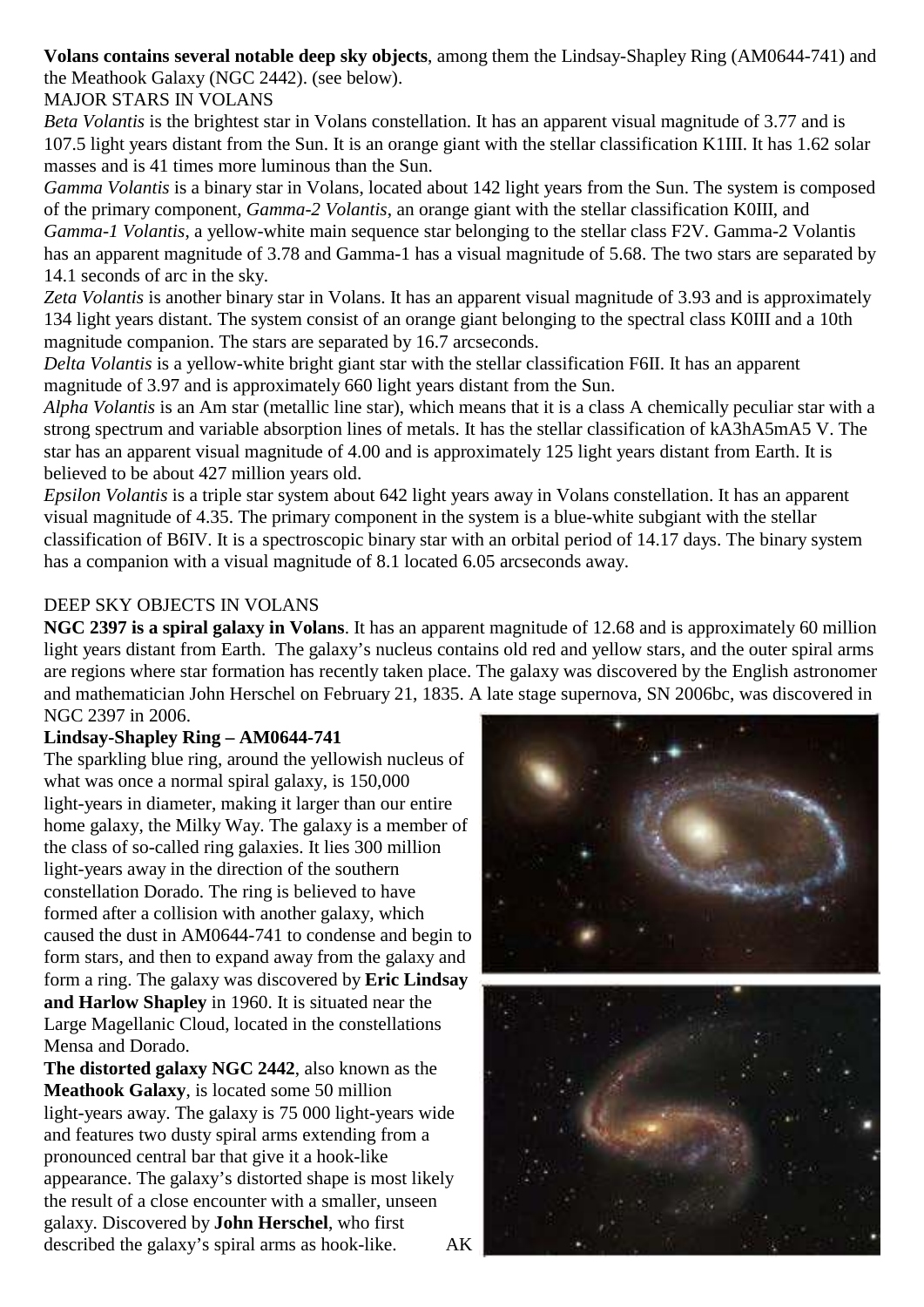**Volans contains several notable deep sky objects**, among them the Lindsay-Shapley Ring (AM0644-741) and the Meathook Galaxy (NGC 2442). (see below).

MAJOR STARS IN VOLANS

*Beta Volantis* is the brightest star in Volans constellation. It has an apparent visual magnitude of 3.77 and is 107.5 light years distant from the Sun. It is an orange giant with the stellar classification K1III. It has 1.62 solar masses and is 41 times more luminous than the Sun.

*Gamma Volantis* is a binary star in Volans, located about 142 light years from the Sun. The system is composed of the primary component, *Gamma-2 Volantis*, an orange giant with the stellar classification K0III, and *Gamma-1 Volantis*, a yellow-white main sequence star belonging to the stellar class F2V. Gamma-2 Volantis has an apparent magnitude of 3.78 and Gamma-1 has a visual magnitude of 5.68. The two stars are separated by 14.1 seconds of arc in the sky.

*Zeta Volantis* is another binary star in Volans. It has an apparent visual magnitude of 3.93 and is approximately 134 light years distant. The system consist of an orange giant belonging to the spectral class K0III and a 10th magnitude companion. The stars are separated by 16.7 arcseconds.

*Delta Volantis* is a yellow-white bright giant star with the stellar classification F6II. It has an apparent magnitude of 3.97 and is approximately 660 light years distant from the Sun.

*Alpha Volantis* is an Am star (metallic line star), which means that it is a class A chemically peculiar star with a strong spectrum and variable absorption lines of metals. It has the stellar classification of kA3hA5mA5 V. The star has an apparent visual magnitude of 4.00 and is approximately 125 light years distant from Earth. It is believed to be about 427 million years old.

*Epsilon Volantis* is a triple star system about 642 light years away in Volans constellation. It has an apparent visual magnitude of 4.35. The primary component in the system is a blue-white subgiant with the stellar classification of B6IV. It is a spectroscopic binary star with an orbital period of 14.17 days. The binary system has a companion with a visual magnitude of 8.1 located 6.05 arcseconds away.

DEEP SKY OBJECTS IN VOLANS

**NGC 2397 is a spiral galaxy in Volans**. It has an apparent magnitude of 12.68 and is approximately 60 million light years distant from Earth. The galaxy's nucleus contains old red and yellow stars, and the outer spiral arms are regions where star formation has recently taken place. The galaxy was discovered by the English astronomer and mathematician John Herschel on February 21, 1835. A late stage supernova, SN 2006bc, was discovered in NGC 2397 in 2006.

**Lindsay-Shapley Ring – AM0644-741**

The sparkling blue ring, around the yellowish nucleus of what was once a normal spiral galaxy, is 150,000 light-years in diameter, making it larger than our entire home galaxy, the Milky Way. The galaxy is a member of the class of so-called ring galaxies. It lies 300 million light-years away in the direction of the southern constellation Dorado. The ring is believed to have formed after a collision with another galaxy, which caused the dust in AM0644-741 to condense and begin to form stars, and then to expand away from the galaxy and form a ring. The galaxy was discovered by **Eric Lindsay and Harlow Shapley** in 1960. It is situated near the Large Magellanic Cloud, located in the constellations Mensa and Dorado.

**The distorted galaxy NGC 2442**, also known as the **Meathook Galaxy**, is located some 50 million light-years away. The galaxy is 75 000 light-years wide and features two dusty spiral arms extending from a pronounced central bar that give it a hook-like appearance. The galaxy's distorted shape is most likely the result of a close encounter with a smaller, unseen galaxy. Discovered by **John Herschel**, who first described the galaxy's spiral arms as hook-like. AK